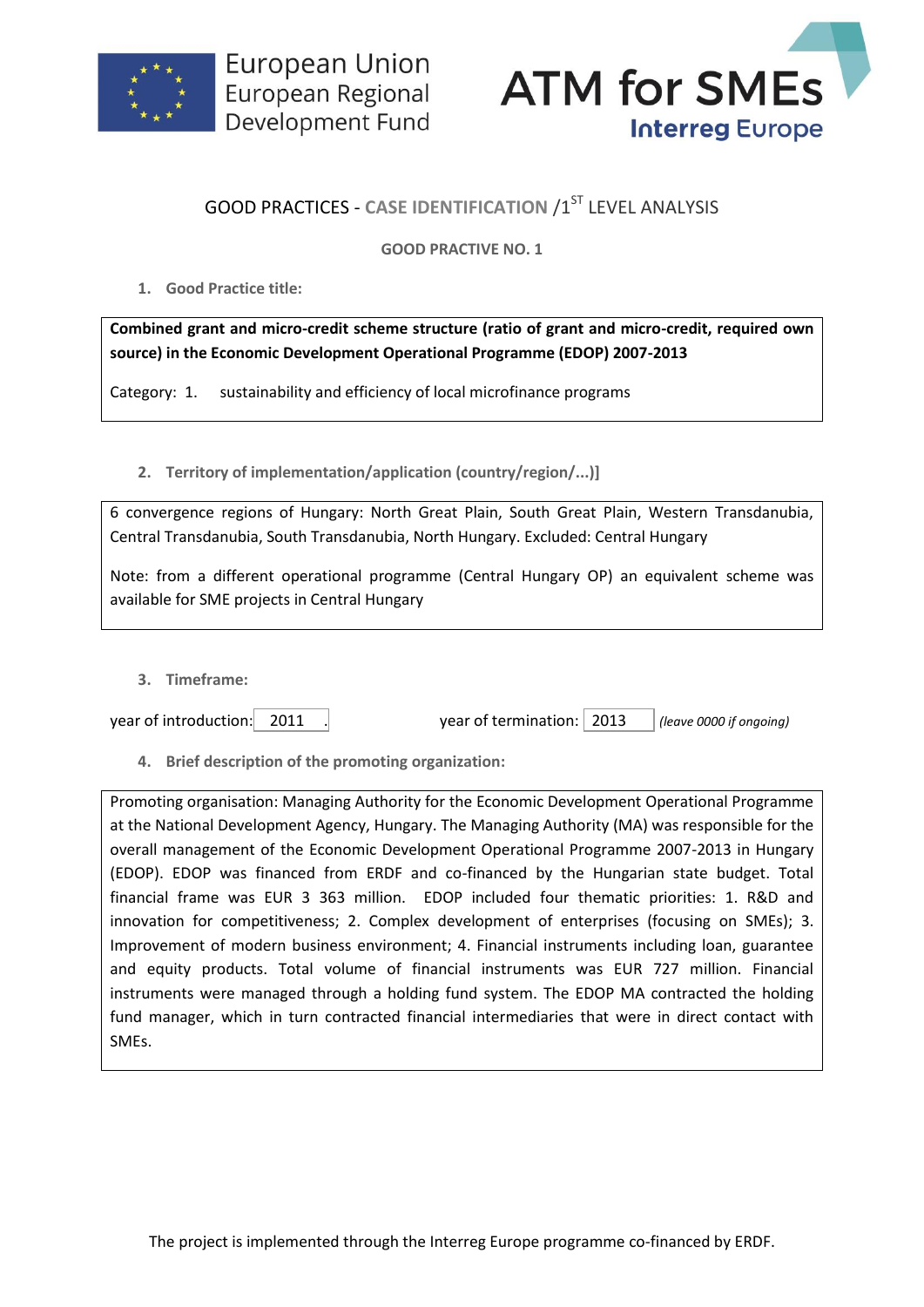European Union
European Regional
Development Fund

ATM for SMEs
Interreg Europe

# GOOD PRACTICES - CASE IDENTIFICATION /1ST LEVEL ANALYSIS

**GOOD PRACTIVE NO. 1**

1. **Good Practice title:**

**Combined grant and micro-credit scheme structure (ratio of grant and micro-credit, required own source) in the Economic Development Operational Programme (EDOP) 2007-2013**

Category: 1. sustainability and efficiency of local microfinance programs

2. **Territory of implementation/application (country/region/...)]**

6 convergence regions of Hungary: North Great Plain, South Great Plain, Western Transdanubia, Central Transdanubia, South Transdanubia, North Hungary. Excluded: Central Hungary

Note: from a different operational programme (Central Hungary OP) an equivalent scheme was available for SME projects in Central Hungary

3. **Timeframe:**

year of introduction: 2011 . year of termination: 2013 *(leave 0000 if ongoing)*

4. **Brief description of the promoting organization:**

Promoting organisation: Managing Authority for the Economic Development Operational Programme at the National Development Agency, Hungary. The Managing Authority (MA) was responsible for the overall management of the Economic Development Operational Programme 2007-2013 in Hungary (EDOP). EDOP was financed from ERDF and co-financed by the Hungarian state budget. Total financial frame was EUR 3 363 million. EDOP included four thematic priorities: 1. R&D and innovation for competitiveness; 2. Complex development of enterprises (focusing on SMEs); 3. Improvement of modern business environment; 4. Financial instruments including loan, guarantee and equity products. Total volume of financial instruments was EUR 727 million. Financial instruments were managed through a holding fund system. The EDOP MA contracted the holding fund manager, which in turn contracted financial intermediaries that were in direct contact with SMEs.

The project is implemented through the Interreg Europe programme co-financed by ERDF.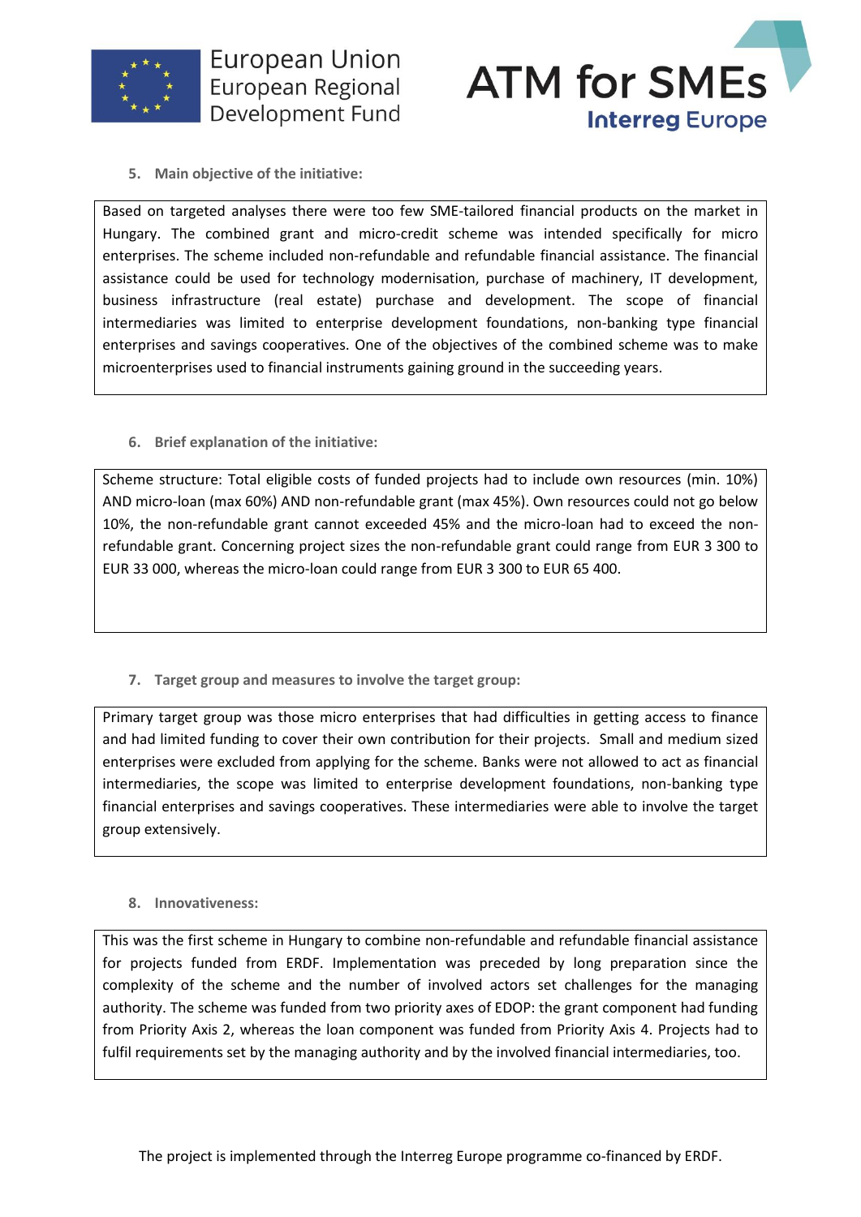### 5. Main objective of the initiative:

Based on targeted analyses there were too few SME-tailored financial products on the market in Hungary. The combined grant and micro-credit scheme was intended specifically for micro enterprises. The scheme included non-refundable and refundable financial assistance. The financial assistance could be used for technology modernisation, purchase of machinery, IT development, business infrastructure (real estate) purchase and development. The scope of financial intermediaries was limited to enterprise development foundations, non-banking type financial enterprises and savings cooperatives. One of the objectives of the combined scheme was to make microenterprises used to financial instruments gaining ground in the succeeding years.

### 6. Brief explanation of the initiative:

Scheme structure: Total eligible costs of funded projects had to include own resources (min. 10%) AND micro-loan (max 60%) AND non-refundable grant (max 45%). Own resources could not go below 10%, the non-refundable grant cannot exceeded 45% and the micro-loan had to exceed the non-refundable grant. Concerning project sizes the non-refundable grant could range from EUR 3 300 to EUR 33 000, whereas the micro-loan could range from EUR 3 300 to EUR 65 400.

### 7. Target group and measures to involve the target group:

Primary target group was those micro enterprises that had difficulties in getting access to finance and had limited funding to cover their own contribution for their projects. Small and medium sized enterprises were excluded from applying for the scheme. Banks were not allowed to act as financial intermediaries, the scope was limited to enterprise development foundations, non-banking type financial enterprises and savings cooperatives. These intermediaries were able to involve the target group extensively.

### 8. Innovativeness:

This was the first scheme in Hungary to combine non-refundable and refundable financial assistance for projects funded from ERDF. Implementation was preceded by long preparation since the complexity of the scheme and the number of involved actors set challenges for the managing authority. The scheme was funded from two priority axes of EDOP: the grant component had funding from Priority Axis 2, whereas the loan component was funded from Priority Axis 4. Projects had to fulfil requirements set by the managing authority and by the involved financial intermediaries, too.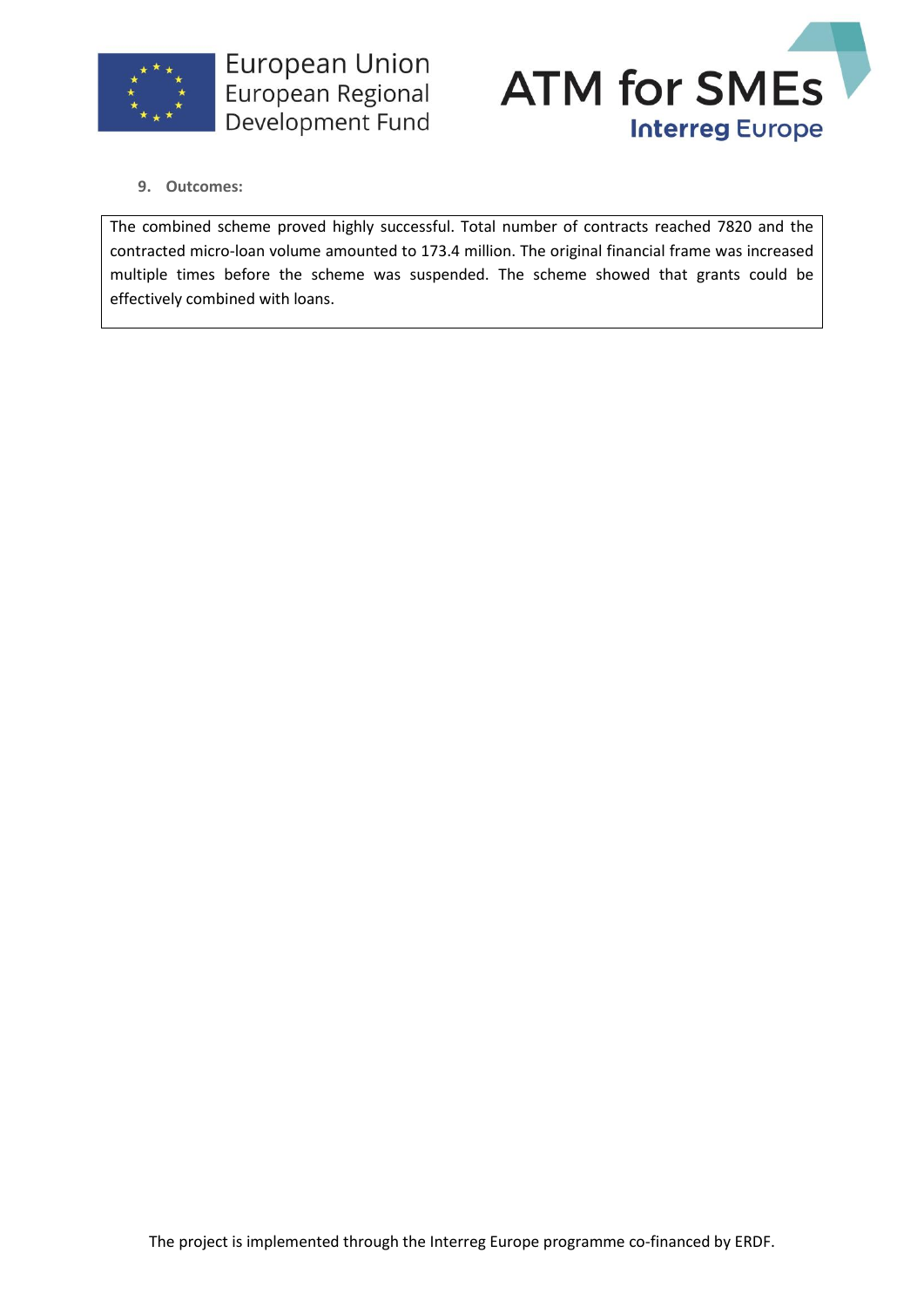9. **Outcomes:**

The combined scheme proved highly successful. Total number of contracts reached 7820 and the contracted micro-loan volume amounted to 173.4 million. The original financial frame was increased multiple times before the scheme was suspended. The scheme showed that grants could be effectively combined with loans.